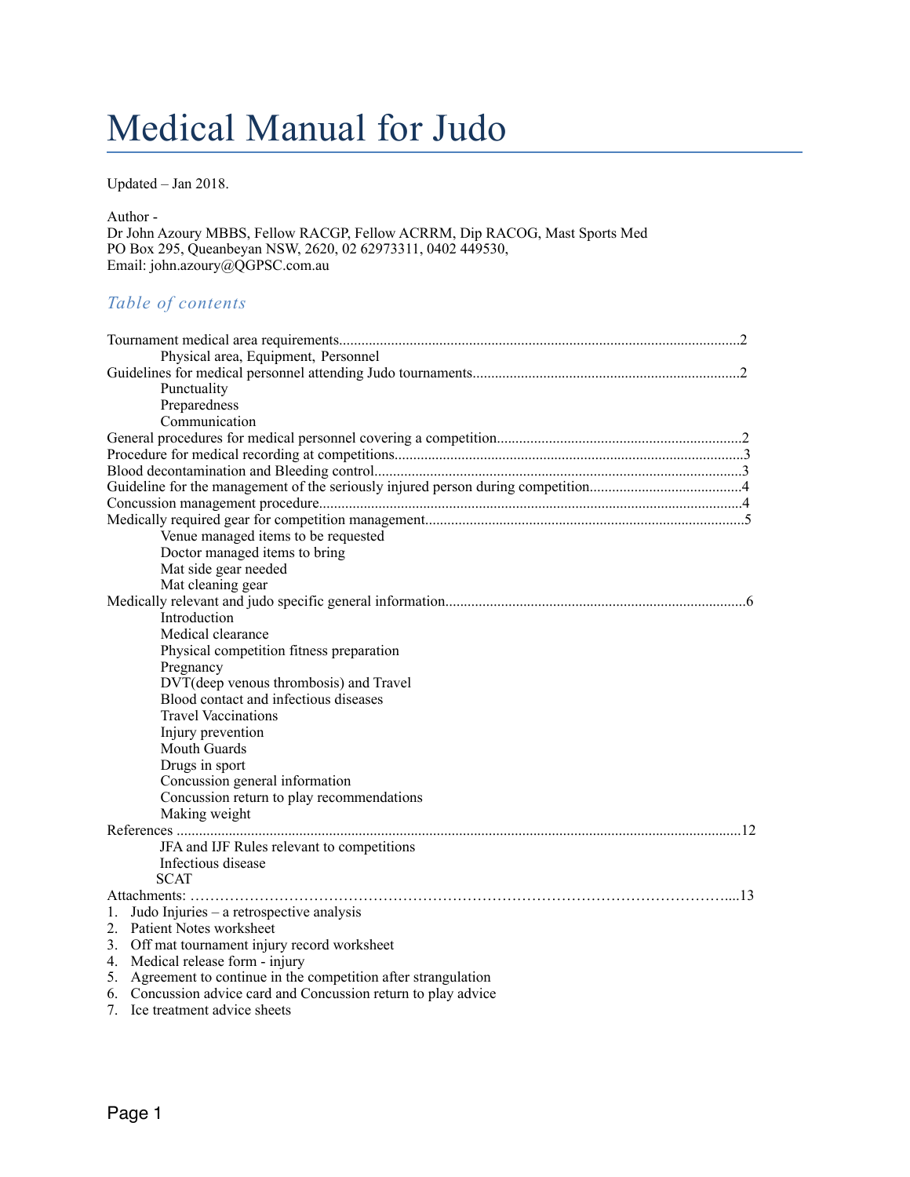# Medical Manual for Judo

Updated – Jan 2018.

Author -
Dr John Azoury MBBS, Fellow RACGP, Fellow ACRRM, Dip RACOG, Mast Sports Med
PO Box 295, Queanbeyan NSW, 2620, 02 62973311, 0402 449530,
Email: john.azoury@QGPSC.com.au

## *Table of contents*

Tournament medical area requirements...........................................................................................................2
    Physical area, Equipment, Personnel
Guidelines for medical personnel attending Judo tournaments.......................................................................2
    Punctuality
    Preparedness
    Communication
General procedures for medical personnel covering a competition.................................................................2
Procedure for medical recording at competitions.............................................................................................3
Blood decontamination and Bleeding control.................................................................................................3
Guideline for the management of the seriously injured person during competition........................................4
Concussion management procedure.................................................................................................................4
Medically required gear for competition management.....................................................................................5
    Venue managed items to be requested
    Doctor managed items to bring
    Mat side gear needed
    Mat cleaning gear
Medically relevant and judo specific general information................................................................................6
    Introduction
    Medical clearance
    Physical competition fitness preparation
    Pregnancy
    DVT(deep venous thrombosis) and Travel
    Blood contact and infectious diseases
    Travel Vaccinations
    Injury prevention
    Mouth Guards
    Drugs in sport
    Concussion general information
    Concussion return to play recommendations
    Making weight
References ......................................................................................................................................................12
    JFA and IJF Rules relevant to competitions
    Infectious disease
    SCAT
Attachments: ……………………………………………………………………………………………....13

1. Judo Injuries – a retrospective analysis
2. Patient Notes worksheet
3. Off mat tournament injury record worksheet
4. Medical release form - injury
5. Agreement to continue in the competition after strangulation
6. Concussion advice card and Concussion return to play advice
7. Ice treatment advice sheets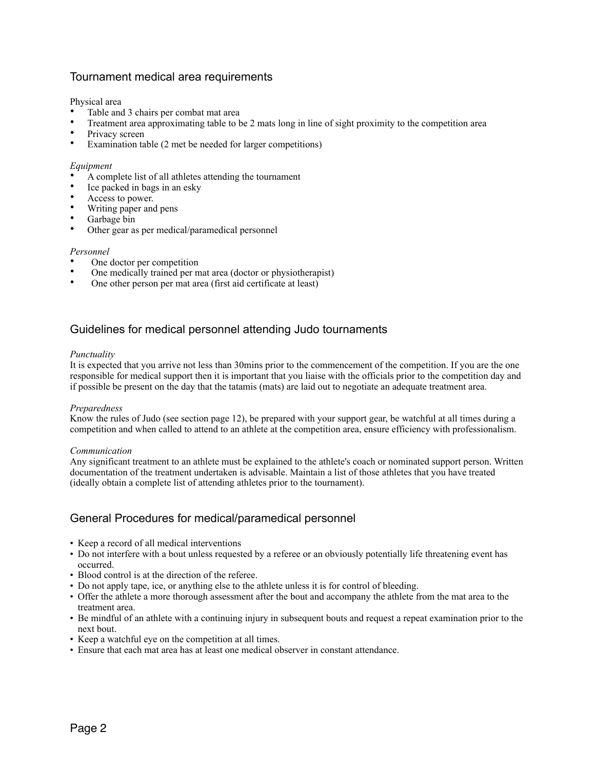## Tournament medical area requirements

Physical area

- Table and 3 chairs per combat mat area
- Treatment area approximating table to be 2 mats long in line of sight proximity to the competition area
- Privacy screen
- Examination table (2 met be needed for larger competitions)

*Equipment*

- A complete list of all athletes attending the tournament
- Ice packed in bags in an esky
- Access to power.
- Writing paper and pens
- Garbage bin
- Other gear as per medical/paramedical personnel

*Personnel*

- One doctor per competition
- One medically trained per mat area (doctor or physiotherapist)
- One other person per mat area (first aid certificate at least)

## Guidelines for medical personnel attending Judo tournaments

*Punctuality*

It is expected that you arrive not less than 30mins prior to the commencement of the competition. If you are the one responsible for medical support then it is important that you liaise with the officials prior to the competition day and if possible be present on the day that the tatamis (mats) are laid out to negotiate an adequate treatment area.

*Preparedness*

Know the rules of Judo (see section page 12), be prepared with your support gear, be watchful at all times during a competition and when called to attend to an athlete at the competition area, ensure efficiency with professionalism.

*Communication*

Any significant treatment to an athlete must be explained to the athlete's coach or nominated support person. Written documentation of the treatment undertaken is advisable. Maintain a list of those athletes that you have treated (ideally obtain a complete list of attending athletes prior to the tournament).

## General Procedures for medical/paramedical personnel

- Keep a record of all medical interventions
- Do not interfere with a bout unless requested by a referee or an obviously potentially life threatening event has occurred.
- Blood control is at the direction of the referee.
- Do not apply tape, ice, or anything else to the athlete unless it is for control of bleeding.
- Offer the athlete a more thorough assessment after the bout and accompany the athlete from the mat area to the treatment area.
- Be mindful of an athlete with a continuing injury in subsequent bouts and request a repeat examination prior to the next bout.
- Keep a watchful eye on the competition at all times.
- Ensure that each mat area has at least one medical observer in constant attendance.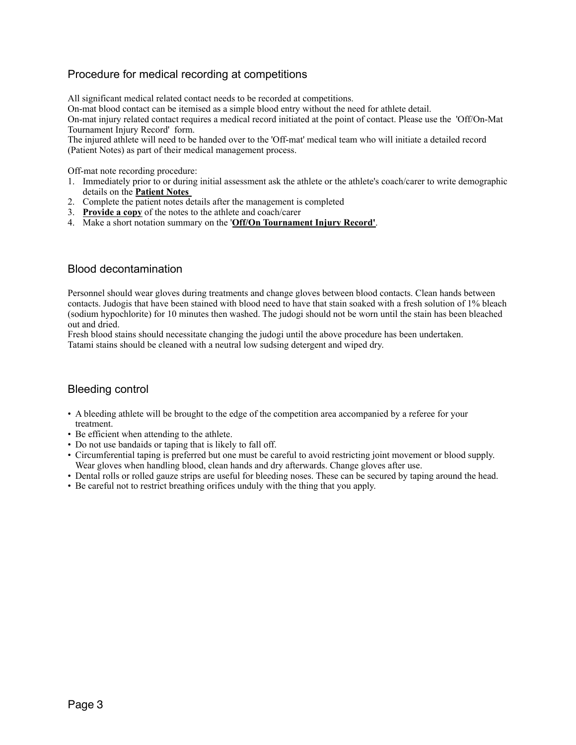## Procedure for medical recording at competitions

All significant medical related contact needs to be recorded at competitions.
On-mat blood contact can be itemised as a simple blood entry without the need for athlete detail.
On-mat injury related contact requires a medical record initiated at the point of contact. Please use the 'Off/On-Mat Tournament Injury Record' form.
The injured athlete will need to be handed over to the 'Off-mat' medical team who will initiate a detailed record (Patient Notes) as part of their medical management process.

Off-mat note recording procedure:

1. Immediately prior to or during initial assessment ask the athlete or the athlete's coach/carer to write demographic details on the **Patient Notes**
2. Complete the patient notes details after the management is completed
3. **Provide a copy** of the notes to the athlete and coach/carer
4. Make a short notation summary on the '**Off/On Tournament Injury Record'**.

## Blood decontamination

Personnel should wear gloves during treatments and change gloves between blood contacts. Clean hands between contacts. Judogis that have been stained with blood need to have that stain soaked with a fresh solution of 1% bleach (sodium hypochlorite) for 10 minutes then washed. The judogi should not be worn until the stain has been bleached out and dried.
Fresh blood stains should necessitate changing the judogi until the above procedure has been undertaken.
Tatami stains should be cleaned with a neutral low sudsing detergent and wiped dry.

## Bleeding control

- A bleeding athlete will be brought to the edge of the competition area accompanied by a referee for your treatment.
- Be efficient when attending to the athlete.
- Do not use bandaids or taping that is likely to fall off.
- Circumferential taping is preferred but one must be careful to avoid restricting joint movement or blood supply. Wear gloves when handling blood, clean hands and dry afterwards. Change gloves after use.
- Dental rolls or rolled gauze strips are useful for bleeding noses. These can be secured by taping around the head.
- Be careful not to restrict breathing orifices unduly with the thing that you apply.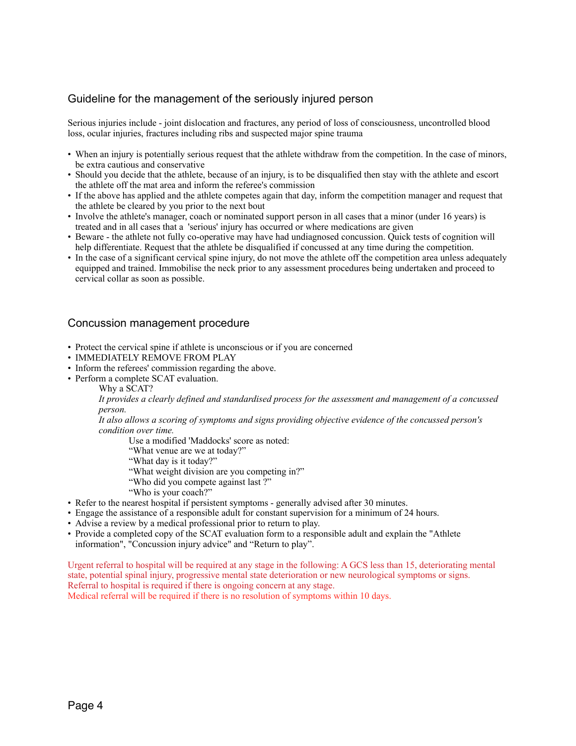## Guideline for the management of the seriously injured person

Serious injuries include - joint dislocation and fractures, any period of loss of consciousness, uncontrolled blood loss, ocular injuries, fractures including ribs and suspected major spine trauma

- When an injury is potentially serious request that the athlete withdraw from the competition. In the case of minors, be extra cautious and conservative
- Should you decide that the athlete, because of an injury, is to be disqualified then stay with the athlete and escort the athlete off the mat area and inform the referee's commission
- If the above has applied and the athlete competes again that day, inform the competition manager and request that the athlete be cleared by you prior to the next bout
- Involve the athlete's manager, coach or nominated support person in all cases that a minor (under 16 years) is treated and in all cases that a 'serious' injury has occurred or where medications are given
- Beware - the athlete not fully co-operative may have had undiagnosed concussion. Quick tests of cognition will help differentiate. Request that the athlete be disqualified if concussed at any time during the competition.
- In the case of a significant cervical spine injury, do not move the athlete off the competition area unless adequately equipped and trained. Immobilise the neck prior to any assessment procedures being undertaken and proceed to cervical collar as soon as possible.

## Concussion management procedure

- Protect the cervical spine if athlete is unconscious or if you are concerned
- IMMEDIATELY REMOVE FROM PLAY
- Inform the referees' commission regarding the above.
- Perform a complete SCAT evaluation.

  Why a SCAT?

  *It provides a clearly defined and standardised process for the assessment and management of a concussed person.*

  *It also allows a scoring of symptoms and signs providing objective evidence of the concussed person's condition over time.*

  Use a modified 'Maddocks' score as noted:
  "What venue are we at today?"
  "What day is it today?"
  "What weight division are you competing in?"
  "Who did you compete against last ?"
  "Who is your coach?"

- Refer to the nearest hospital if persistent symptoms - generally advised after 30 minutes.
- Engage the assistance of a responsible adult for constant supervision for a minimum of 24 hours.
- Advise a review by a medical professional prior to return to play.
- Provide a completed copy of the SCAT evaluation form to a responsible adult and explain the "Athlete information", "Concussion injury advice" and "Return to play".

Urgent referral to hospital will be required at any stage in the following: A GCS less than 15, deteriorating mental state, potential spinal injury, progressive mental state deterioration or new neurological symptoms or signs.
Referral to hospital is required if there is ongoing concern at any stage.
Medical referral will be required if there is no resolution of symptoms within 10 days.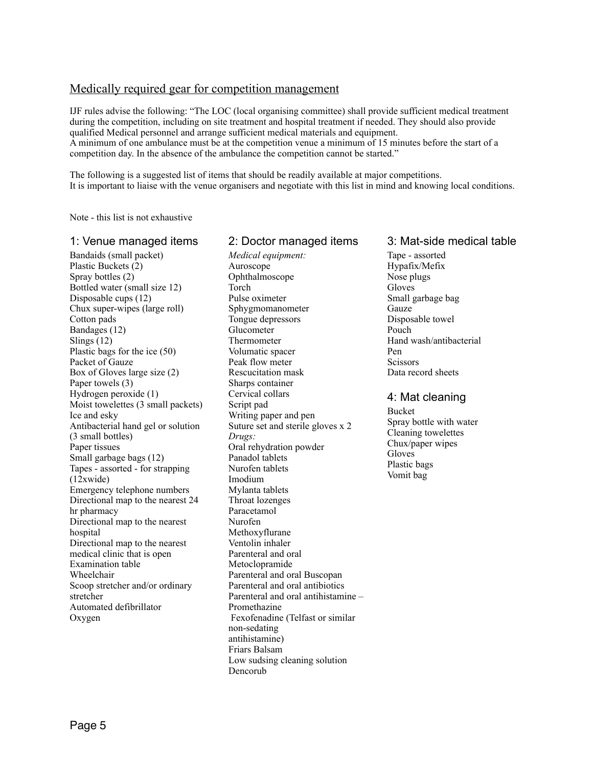## Medically required gear for competition management

IJF rules advise the following: "The LOC (local organising committee) shall provide sufficient medical treatment during the competition, including on site treatment and hospital treatment if needed. They should also provide qualified Medical personnel and arrange sufficient medical materials and equipment.
A minimum of one ambulance must be at the competition venue a minimum of 15 minutes before the start of a competition day. In the absence of the ambulance the competition cannot be started."

The following is a suggested list of items that should be readily available at major competitions.
It is important to liaise with the venue organisers and negotiate with this list in mind and knowing local conditions.

Note - this list is not exhaustive

### 1: Venue managed items

Bandaids (small packet)
Plastic Buckets (2)
Spray bottles (2)
Bottled water (small size 12)
Disposable cups (12)
Chux super-wipes (large roll)
Cotton pads
Bandages (12)
Slings (12)
Plastic bags for the ice (50)
Packet of Gauze
Box of Gloves large size (2)
Paper towels (3)
Hydrogen peroxide (1)
Moist towelettes (3 small packets)
Ice and esky
Antibacterial hand gel or solution (3 small bottles)
Paper tissues
Small garbage bags (12)
Tapes - assorted - for strapping (12xwide)
Emergency telephone numbers
Directional map to the nearest 24 hr pharmacy
Directional map to the nearest hospital
Directional map to the nearest medical clinic that is open
Examination table
Wheelchair
Scoop stretcher and/or ordinary stretcher
Automated defibrillator
Oxygen

### 2: Doctor managed items

*Medical equipment:*
Auroscope
Ophthalmoscope
Torch
Pulse oximeter
Sphygmomanometer
Tongue depressors
Glucometer
Thermometer
Volumatic spacer
Peak flow meter
Rescucitation mask
Sharps container
Cervical collars
Script pad
Writing paper and pen
Suture set and sterile gloves x 2
*Drugs:*
Oral rehydration powder
Panadol tablets
Nurofen tablets
Imodium
Mylanta tablets
Throat lozenges
Paracetamol
Nurofen
Methoxyflurane
Ventolin inhaler
Parenteral and oral Metoclopramide
Parenteral and oral Buscopan
Parenteral and oral antibiotics
Parenteral and oral antihistamine – Promethazine
Fexofenadine (Telfast or similar non-sedating antihistamine)
Friars Balsam
Low sudsing cleaning solution
Dencorub

### 3: Mat-side medical table

Tape - assorted
Hypafix/Mefix
Nose plugs
Gloves
Small garbage bag
Gauze
Disposable towel
Pouch
Hand wash/antibacterial
Pen
Scissors
Data record sheets

### 4: Mat cleaning

Bucket
Spray bottle with water
Cleaning towelettes
Chux/paper wipes
Gloves
Plastic bags
Vomit bag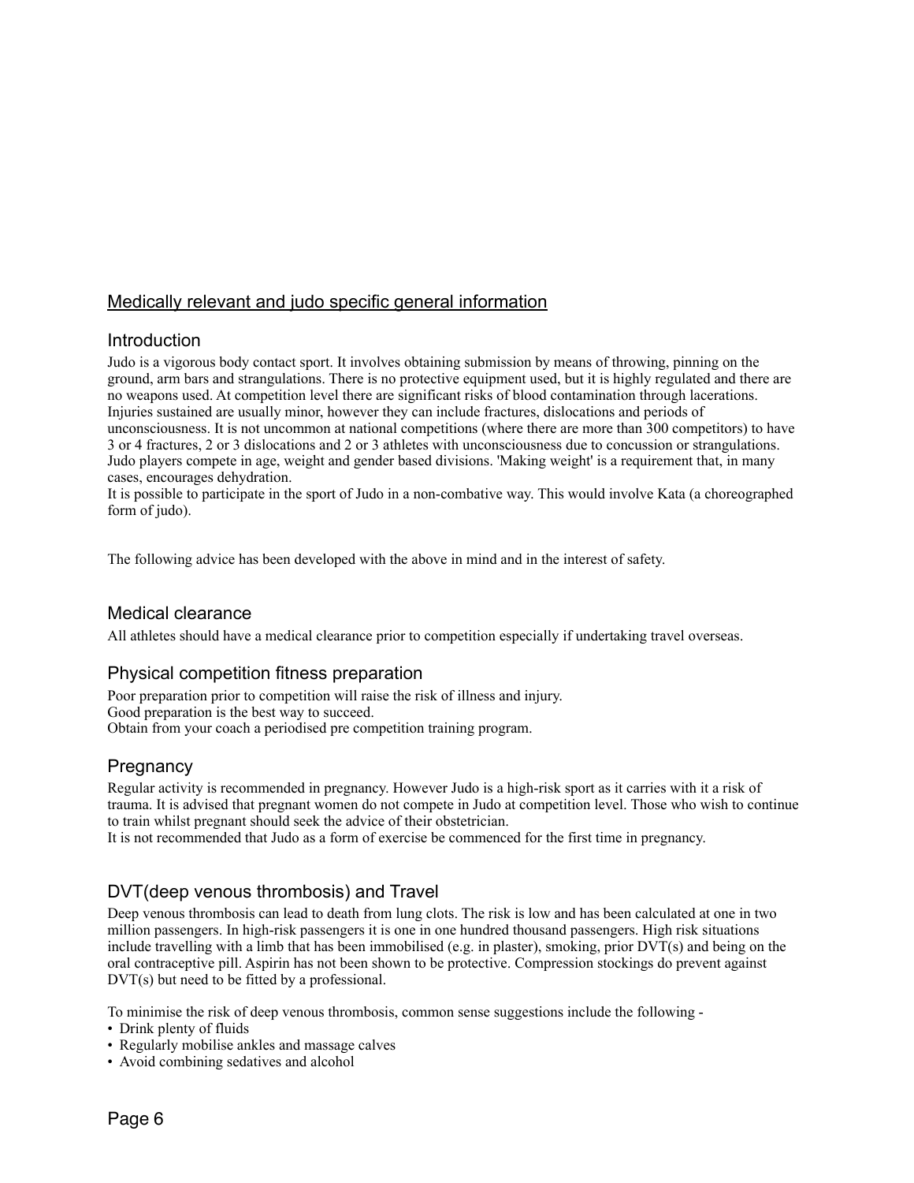## Medically relevant and judo specific general information

### Introduction

Judo is a vigorous body contact sport. It involves obtaining submission by means of throwing, pinning on the ground, arm bars and strangulations. There is no protective equipment used, but it is highly regulated and there are no weapons used. At competition level there are significant risks of blood contamination through lacerations. Injuries sustained are usually minor, however they can include fractures, dislocations and periods of unconsciousness. It is not uncommon at national competitions (where there are more than 300 competitors) to have 3 or 4 fractures, 2 or 3 dislocations and 2 or 3 athletes with unconsciousness due to concussion or strangulations. Judo players compete in age, weight and gender based divisions. 'Making weight' is a requirement that, in many cases, encourages dehydration.
It is possible to participate in the sport of Judo in a non-combative way. This would involve Kata (a choreographed form of judo).

The following advice has been developed with the above in mind and in the interest of safety.

### Medical clearance

All athletes should have a medical clearance prior to competition especially if undertaking travel overseas.

### Physical competition fitness preparation

Poor preparation prior to competition will raise the risk of illness and injury.
Good preparation is the best way to succeed.
Obtain from your coach a periodised pre competition training program.

### Pregnancy

Regular activity is recommended in pregnancy. However Judo is a high-risk sport as it carries with it a risk of trauma. It is advised that pregnant women do not compete in Judo at competition level. Those who wish to continue to train whilst pregnant should seek the advice of their obstetrician.
It is not recommended that Judo as a form of exercise be commenced for the first time in pregnancy.

### DVT(deep venous thrombosis) and Travel

Deep venous thrombosis can lead to death from lung clots. The risk is low and has been calculated at one in two million passengers. In high-risk passengers it is one in one hundred thousand passengers. High risk situations include travelling with a limb that has been immobilised (e.g. in plaster), smoking, prior DVT(s) and being on the oral contraceptive pill. Aspirin has not been shown to be protective. Compression stockings do prevent against DVT(s) but need to be fitted by a professional.

To minimise the risk of deep venous thrombosis, common sense suggestions include the following -

- Drink plenty of fluids
- Regularly mobilise ankles and massage calves
- Avoid combining sedatives and alcohol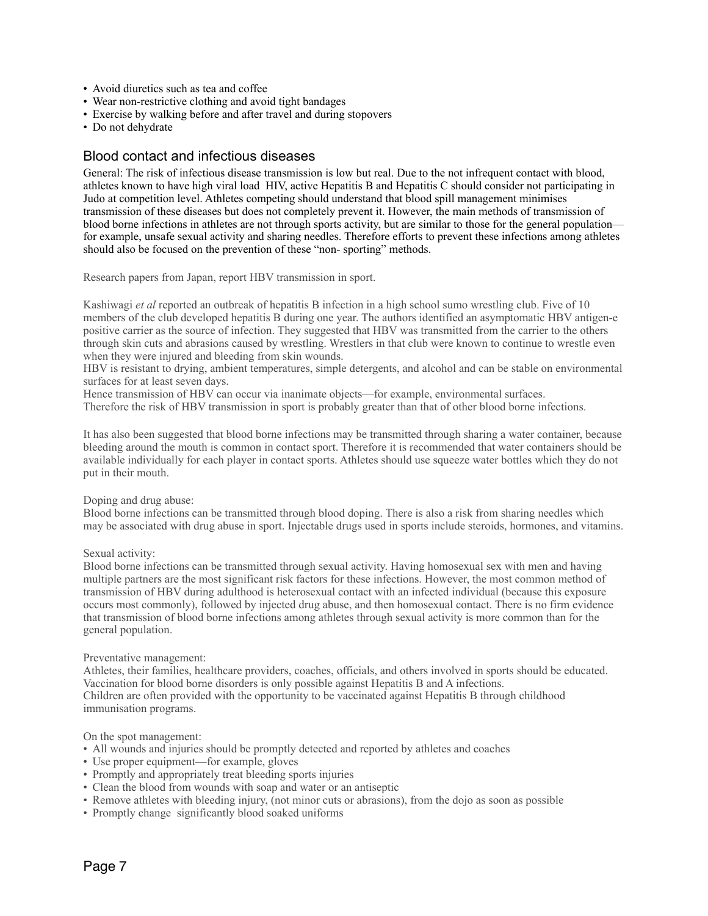- Avoid diuretics such as tea and coffee
- Wear non-restrictive clothing and avoid tight bandages
- Exercise by walking before and after travel and during stopovers
- Do not dehydrate

## Blood contact and infectious diseases

General: The risk of infectious disease transmission is low but real. Due to the not infrequent contact with blood, athletes known to have high viral load HIV, active Hepatitis B and Hepatitis C should consider not participating in Judo at competition level. Athletes competing should understand that blood spill management minimises transmission of these diseases but does not completely prevent it. However, the main methods of transmission of blood borne infections in athletes are not through sports activity, but are similar to those for the general population—for example, unsafe sexual activity and sharing needles. Therefore efforts to prevent these infections among athletes should also be focused on the prevention of these "non- sporting" methods.

Research papers from Japan, report HBV transmission in sport.

Kashiwagi *et al* reported an outbreak of hepatitis B infection in a high school sumo wrestling club. Five of 10 members of the club developed hepatitis B during one year. The authors identified an asymptomatic HBV antigen-e positive carrier as the source of infection. They suggested that HBV was transmitted from the carrier to the others through skin cuts and abrasions caused by wrestling. Wrestlers in that club were known to continue to wrestle even when they were injured and bleeding from skin wounds.
HBV is resistant to drying, ambient temperatures, simple detergents, and alcohol and can be stable on environmental surfaces for at least seven days.
Hence transmission of HBV can occur via inanimate objects—for example, environmental surfaces.
Therefore the risk of HBV transmission in sport is probably greater than that of other blood borne infections.

It has also been suggested that blood borne infections may be transmitted through sharing a water container, because bleeding around the mouth is common in contact sport. Therefore it is recommended that water containers should be available individually for each player in contact sports. Athletes should use squeeze water bottles which they do not put in their mouth.

Doping and drug abuse:
Blood borne infections can be transmitted through blood doping. There is also a risk from sharing needles which may be associated with drug abuse in sport. Injectable drugs used in sports include steroids, hormones, and vitamins.

Sexual activity:
Blood borne infections can be transmitted through sexual activity. Having homosexual sex with men and having multiple partners are the most significant risk factors for these infections. However, the most common method of transmission of HBV during adulthood is heterosexual contact with an infected individual (because this exposure occurs most commonly), followed by injected drug abuse, and then homosexual contact. There is no firm evidence that transmission of blood borne infections among athletes through sexual activity is more common than for the general population.

Preventative management:
Athletes, their families, healthcare providers, coaches, officials, and others involved in sports should be educated.
Vaccination for blood borne disorders is only possible against Hepatitis B and A infections.
Children are often provided with the opportunity to be vaccinated against Hepatitis B through childhood immunisation programs.

On the spot management:

- All wounds and injuries should be promptly detected and reported by athletes and coaches
- Use proper equipment—for example, gloves
- Promptly and appropriately treat bleeding sports injuries
- Clean the blood from wounds with soap and water or an antiseptic
- Remove athletes with bleeding injury, (not minor cuts or abrasions), from the dojo as soon as possible
- Promptly change significantly blood soaked uniforms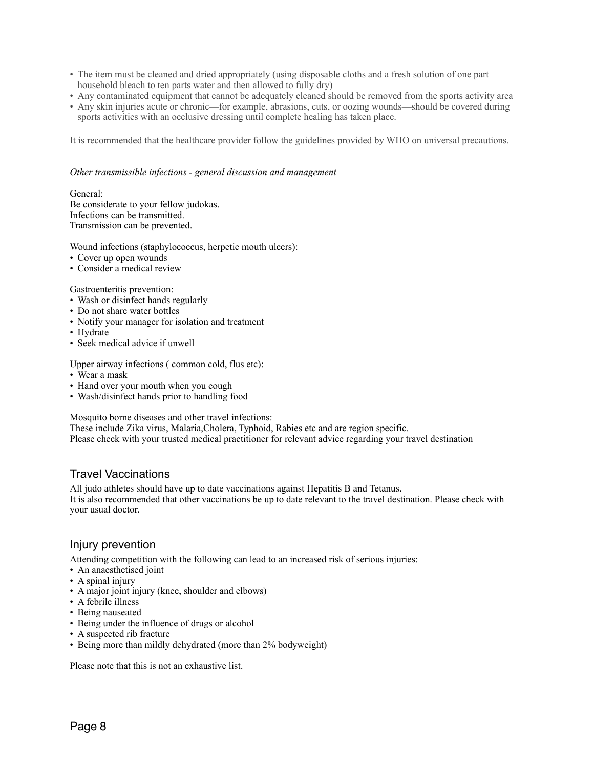- The item must be cleaned and dried appropriately (using disposable cloths and a fresh solution of one part household bleach to ten parts water and then allowed to fully dry)
- Any contaminated equipment that cannot be adequately cleaned should be removed from the sports activity area
- Any skin injuries acute or chronic—for example, abrasions, cuts, or oozing wounds—should be covered during sports activities with an occlusive dressing until complete healing has taken place.

It is recommended that the healthcare provider follow the guidelines provided by WHO on universal precautions.

*Other transmissible infections - general discussion and management*

General:
Be considerate to your fellow judokas.
Infections can be transmitted.
Transmission can be prevented.

Wound infections (staphylococcus, herpetic mouth ulcers):
- Cover up open wounds
- Consider a medical review

Gastroenteritis prevention:
- Wash or disinfect hands regularly
- Do not share water bottles
- Notify your manager for isolation and treatment
- Hydrate
- Seek medical advice if unwell

Upper airway infections ( common cold, flus etc):
- Wear a mask
- Hand over your mouth when you cough
- Wash/disinfect hands prior to handling food

Mosquito borne diseases and other travel infections:
These include Zika virus, Malaria,Cholera, Typhoid, Rabies etc and are region specific.
Please check with your trusted medical practitioner for relevant advice regarding your travel destination

## Travel Vaccinations

All judo athletes should have up to date vaccinations against Hepatitis B and Tetanus.
It is also recommended that other vaccinations be up to date relevant to the travel destination. Please check with your usual doctor.

## Injury prevention

Attending competition with the following can lead to an increased risk of serious injuries:
- An anaesthetised joint
- A spinal injury
- A major joint injury (knee, shoulder and elbows)
- A febrile illness
- Being nauseated
- Being under the influence of drugs or alcohol
- A suspected rib fracture
- Being more than mildly dehydrated (more than 2% bodyweight)

Please note that this is not an exhaustive list.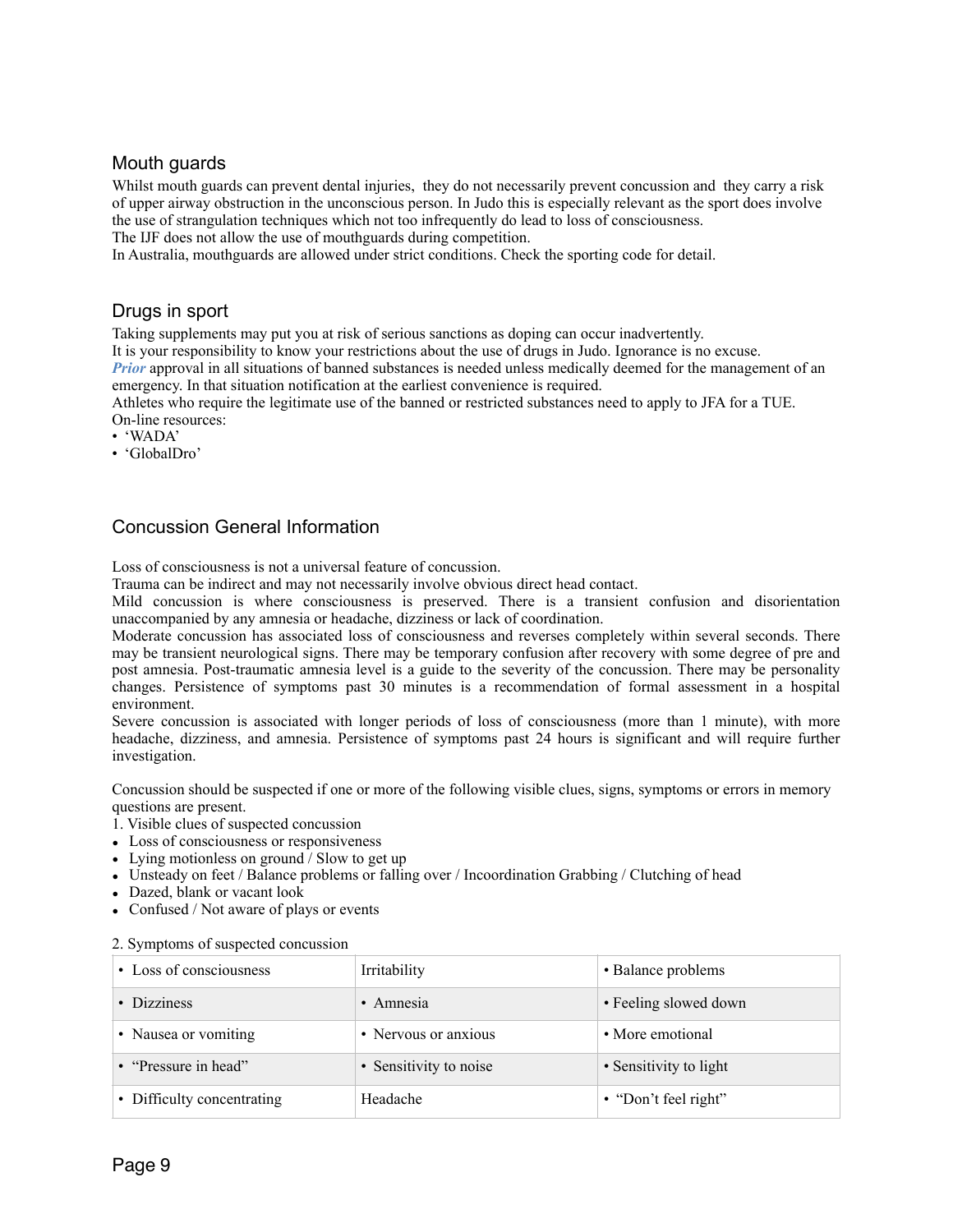## Mouth guards

Whilst mouth guards can prevent dental injuries, they do not necessarily prevent concussion and they carry a risk of upper airway obstruction in the unconscious person. In Judo this is especially relevant as the sport does involve the use of strangulation techniques which not too infrequently do lead to loss of consciousness.
The IJF does not allow the use of mouthguards during competition.
In Australia, mouthguards are allowed under strict conditions. Check the sporting code for detail.

## Drugs in sport

Taking supplements may put you at risk of serious sanctions as doping can occur inadvertently.
It is your responsibility to know your restrictions about the use of drugs in Judo. Ignorance is no excuse.
***Prior*** approval in all situations of banned substances is needed unless medically deemed for the management of an emergency. In that situation notification at the earliest convenience is required.
Athletes who require the legitimate use of the banned or restricted substances need to apply to JFA for a TUE.
On-line resources:

- 'WADA'
- 'GlobalDro'

## Concussion General Information

Loss of consciousness is not a universal feature of concussion.
Trauma can be indirect and may not necessarily involve obvious direct head contact.
Mild concussion is where consciousness is preserved. There is a transient confusion and disorientation unaccompanied by any amnesia or headache, dizziness or lack of coordination.
Moderate concussion has associated loss of consciousness and reverses completely within several seconds. There may be transient neurological signs. There may be temporary confusion after recovery with some degree of pre and post amnesia. Post-traumatic amnesia level is a guide to the severity of the concussion. There may be personality changes. Persistence of symptoms past 30 minutes is a recommendation of formal assessment in a hospital environment.
Severe concussion is associated with longer periods of loss of consciousness (more than 1 minute), with more headache, dizziness, and amnesia. Persistence of symptoms past 24 hours is significant and will require further investigation.

Concussion should be suspected if one or more of the following visible clues, signs, symptoms or errors in memory questions are present.

1. Visible clues of suspected concussion

- Loss of consciousness or responsiveness
- Lying motionless on ground / Slow to get up
- Unsteady on feet / Balance problems or falling over / Incoordination Grabbing / Clutching of head
- Dazed, blank or vacant look
- Confused / Not aware of plays or events

2. Symptoms of suspected concussion

| | | |
|---|---|---|
| • Loss of consciousness | Irritability | • Balance problems |
| • Dizziness | • Amnesia | • Feeling slowed down |
| • Nausea or vomiting | • Nervous or anxious | • More emotional |
| • "Pressure in head" | • Sensitivity to noise | • Sensitivity to light |
| • Difficulty concentrating | Headache | • "Don't feel right" |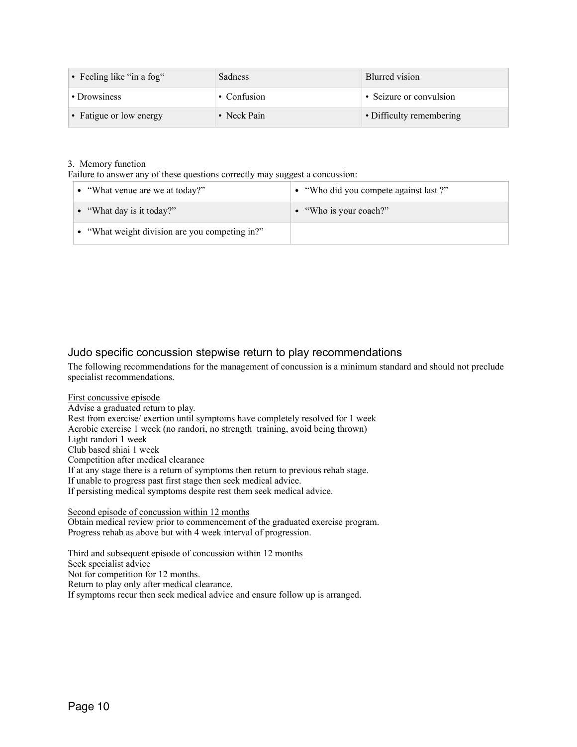| • Feeling like "in a fog" | Sadness | Blurred vision |
|---|---|---|
| • Drowsiness | • Confusion | • Seizure or convulsion |
| • Fatigue or low energy | • Neck Pain | • Difficulty remembering |

3. Memory function

Failure to answer any of these questions correctly may suggest a concussion:

| • "What venue are we at today?" | • "Who did you compete against last ?" |
|---|---|
| • "What day is it today?" | • "Who is your coach?" |
| • "What weight division are you competing in?" | |

## Judo specific concussion stepwise return to play recommendations

The following recommendations for the management of concussion is a minimum standard and should not preclude specialist recommendations.

First concussive episode

Advise a graduated return to play.
Rest from exercise/ exertion until symptoms have completely resolved for 1 week
Aerobic exercise 1 week (no randori, no strength training, avoid being thrown)
Light randori 1 week
Club based shiai 1 week
Competition after medical clearance
If at any stage there is a return of symptoms then return to previous rehab stage.
If unable to progress past first stage then seek medical advice.
If persisting medical symptoms despite rest them seek medical advice.

Second episode of concussion within 12 months

Obtain medical review prior to commencement of the graduated exercise program.
Progress rehab as above but with 4 week interval of progression.

Third and subsequent episode of concussion within 12 months

Seek specialist advice
Not for competition for 12 months.
Return to play only after medical clearance.
If symptoms recur then seek medical advice and ensure follow up is arranged.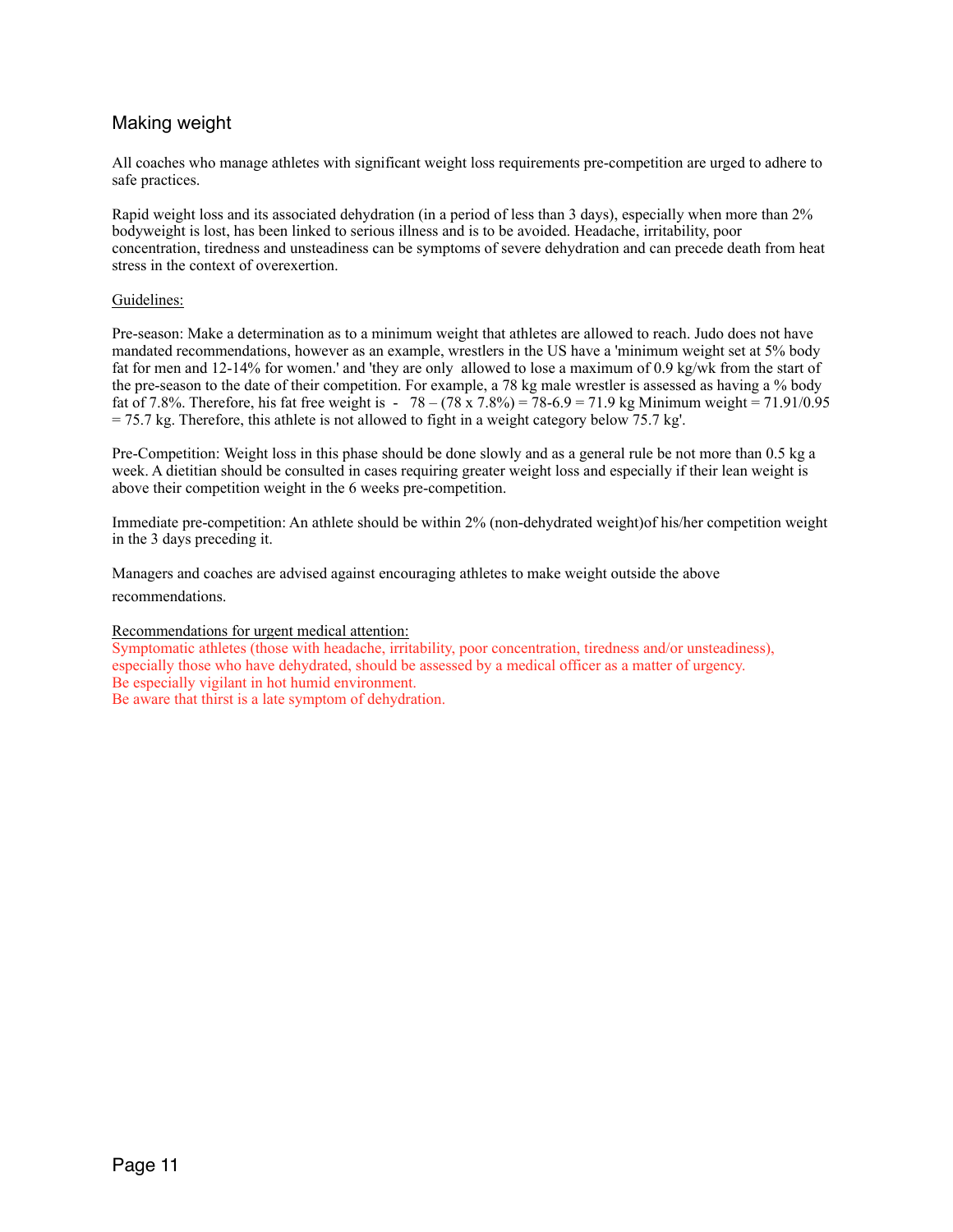## Making weight

All coaches who manage athletes with significant weight loss requirements pre-competition are urged to adhere to safe practices.

Rapid weight loss and its associated dehydration (in a period of less than 3 days), especially when more than 2% bodyweight is lost, has been linked to serious illness and is to be avoided. Headache, irritability, poor concentration, tiredness and unsteadiness can be symptoms of severe dehydration and can precede death from heat stress in the context of overexertion.

Guidelines:

Pre-season: Make a determination as to a minimum weight that athletes are allowed to reach. Judo does not have mandated recommendations, however as an example, wrestlers in the US have a 'minimum weight set at 5% body fat for men and 12-14% for women.' and 'they are only allowed to lose a maximum of 0.9 kg/wk from the start of the pre-season to the date of their competition. For example, a 78 kg male wrestler is assessed as having a % body fat of 7.8%. Therefore, his fat free weight is - 78 – (78 x 7.8%) = 78-6.9 = 71.9 kg Minimum weight = 71.91/0.95 = 75.7 kg. Therefore, this athlete is not allowed to fight in a weight category below 75.7 kg'.

Pre-Competition: Weight loss in this phase should be done slowly and as a general rule be not more than 0.5 kg a week. A dietitian should be consulted in cases requiring greater weight loss and especially if their lean weight is above their competition weight in the 6 weeks pre-competition.

Immediate pre-competition: An athlete should be within 2% (non-dehydrated weight)of his/her competition weight in the 3 days preceding it.

Managers and coaches are advised against encouraging athletes to make weight outside the above recommendations.

Recommendations for urgent medical attention:
Symptomatic athletes (those with headache, irritability, poor concentration, tiredness and/or unsteadiness), especially those who have dehydrated, should be assessed by a medical officer as a matter of urgency.
Be especially vigilant in hot humid environment.
Be aware that thirst is a late symptom of dehydration.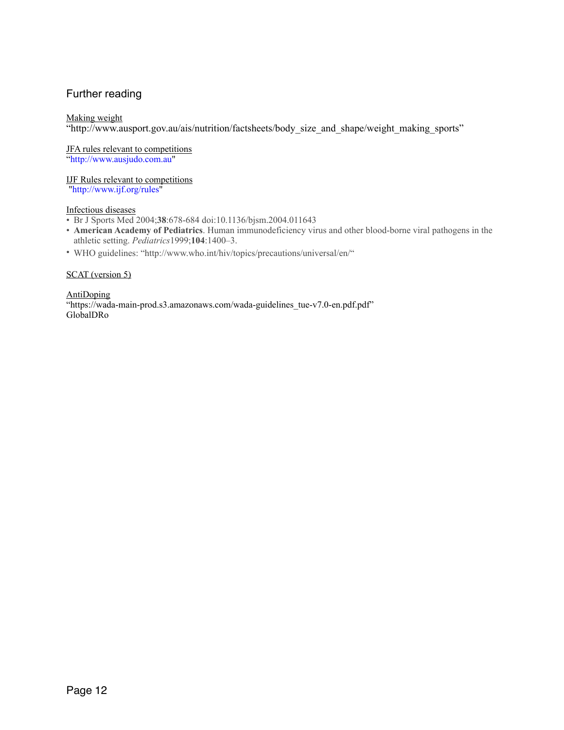## Further reading

<u>Making weight</u>
"http://www.ausport.gov.au/ais/nutrition/factsheets/body_size_and_shape/weight_making_sports"

<u>JFA rules relevant to competitions</u>
"http://www.ausjudo.com.au"

<u>IJF Rules relevant to competitions</u>
"http://www.ijf.org/rules"

<u>Infectious diseases</u>

- Br J Sports Med 2004;**38**:678-684 doi:10.1136/bjsm.2004.011643
- **American Academy of Pediatrics**. Human immunodeficiency virus and other blood-borne viral pathogens in the athletic setting. *Pediatrics*1999;**104**:1400–3.
- WHO guidelines: "http://www.who.int/hiv/topics/precautions/universal/en/"

<u>SCAT (version 5)</u>

<u>AntiDoping</u>
"https://wada-main-prod.s3.amazonaws.com/wada-guidelines_tue-v7.0-en.pdf.pdf"
GlobalDRo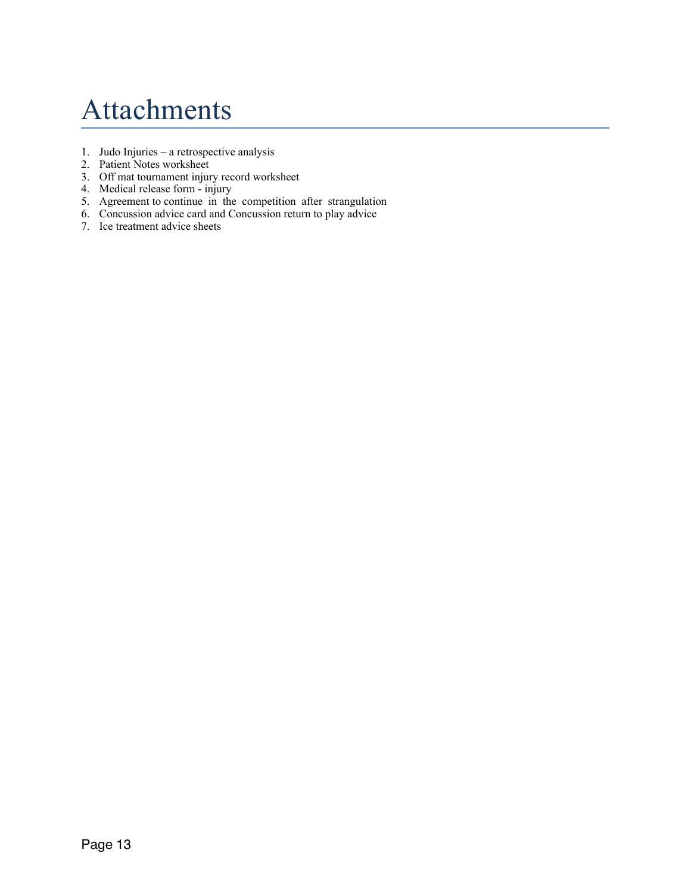# Attachments

1. Judo Injuries – a retrospective analysis
2. Patient Notes worksheet
3. Off mat tournament injury record worksheet
4. Medical release form - injury
5. Agreement to continue in the competition after strangulation
6. Concussion advice card and Concussion return to play advice
7. Ice treatment advice sheets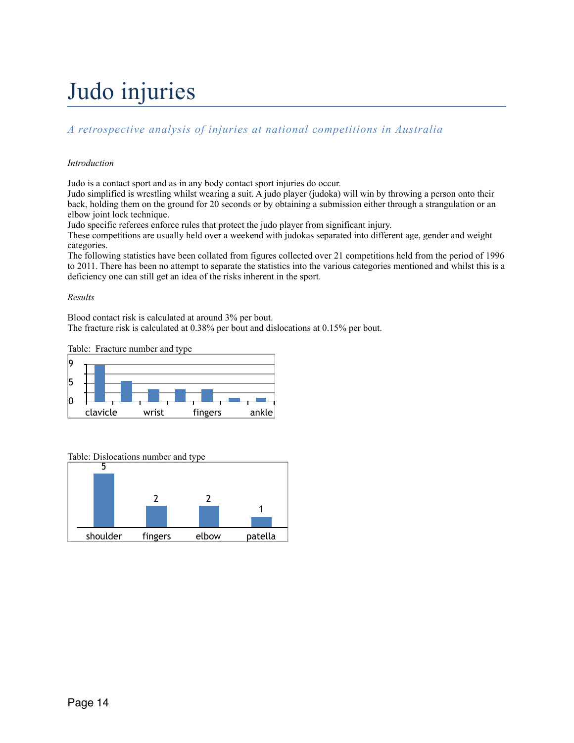# Judo injuries

*A retrospective analysis of injuries at national competitions in Australia*

*Introduction*

Judo is a contact sport and as in any body contact sport injuries do occur.
Judo simplified is wrestling whilst wearing a suit. A judo player (judoka) will win by throwing a person onto their back, holding them on the ground for 20 seconds or by obtaining a submission either through a strangulation or an elbow joint lock technique.
Judo specific referees enforce rules that protect the judo player from significant injury.
These competitions are usually held over a weekend with judokas separated into different age, gender and weight categories.
The following statistics have been collated from figures collected over 21 competitions held from the period of 1996 to 2011. There has been no attempt to separate the statistics into the various categories mentioned and whilst this is a deficiency one can still get an idea of the risks inherent in the sport.

*Results*

Blood contact risk is calculated at around 3% per bout.
The fracture risk is calculated at 0.38% per bout and dislocations at 0.15% per bout.

Table: Fracture number and type

9
5
0
clavicle wrist fingers ankle

Table: Dislocations number and type

| shoulder | fingers | elbow | patella |
|---|---|---|---|
| 5 | 2 | 2 | 1 |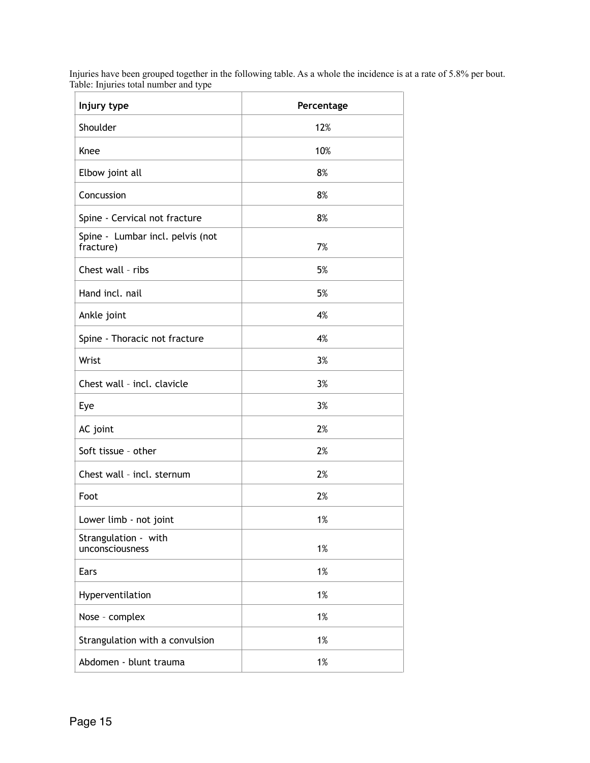Injuries have been grouped together in the following table. As a whole the incidence is at a rate of 5.8% per bout.

Table: Injuries total number and type

| Injury type | Percentage |
|---|---|
| Shoulder | 12% |
| Knee | 10% |
| Elbow joint all | 8% |
| Concussion | 8% |
| Spine - Cervical not fracture | 8% |
| Spine - Lumbar incl. pelvis (not fracture) | 7% |
| Chest wall – ribs | 5% |
| Hand incl. nail | 5% |
| Ankle joint | 4% |
| Spine - Thoracic not fracture | 4% |
| Wrist | 3% |
| Chest wall – incl. clavicle | 3% |
| Eye | 3% |
| AC joint | 2% |
| Soft tissue – other | 2% |
| Chest wall – incl. sternum | 2% |
| Foot | 2% |
| Lower limb - not joint | 1% |
| Strangulation - with unconsciousness | 1% |
| Ears | 1% |
| Hyperventilation | 1% |
| Nose – complex | 1% |
| Strangulation with a convulsion | 1% |
| Abdomen - blunt trauma | 1% |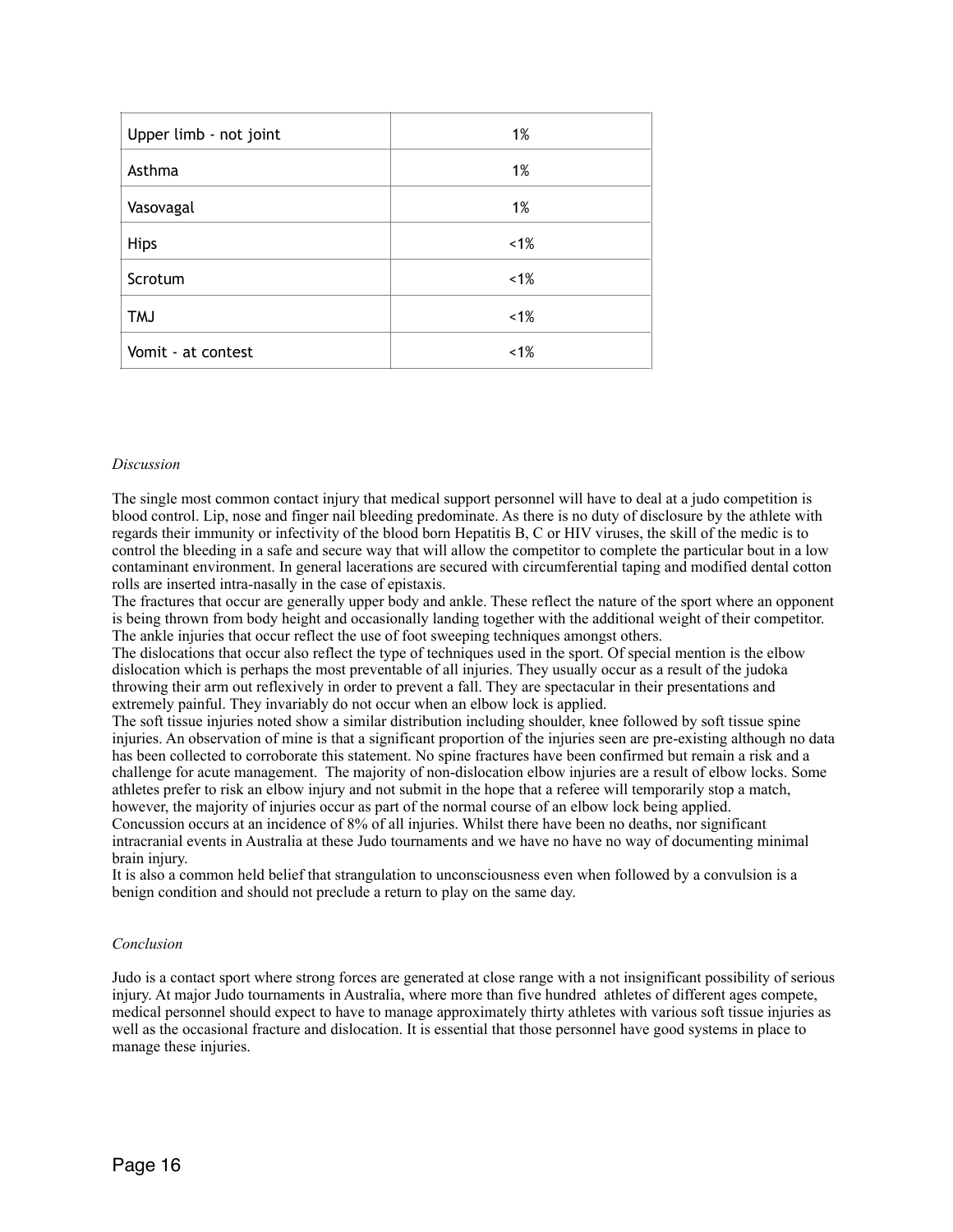| Upper limb - not joint | 1% |
|---|---|
| Asthma | 1% |
| Vasovagal | 1% |
| Hips | <1% |
| Scrotum | <1% |
| TMJ | <1% |
| Vomit - at contest | <1% |

*Discussion*

The single most common contact injury that medical support personnel will have to deal at a judo competition is blood control. Lip, nose and finger nail bleeding predominate. As there is no duty of disclosure by the athlete with regards their immunity or infectivity of the blood born Hepatitis B, C or HIV viruses, the skill of the medic is to control the bleeding in a safe and secure way that will allow the competitor to complete the particular bout in a low contaminant environment. In general lacerations are secured with circumferential taping and modified dental cotton rolls are inserted intra-nasally in the case of epistaxis.

The fractures that occur are generally upper body and ankle. These reflect the nature of the sport where an opponent is being thrown from body height and occasionally landing together with the additional weight of their competitor. The ankle injuries that occur reflect the use of foot sweeping techniques amongst others.

The dislocations that occur also reflect the type of techniques used in the sport. Of special mention is the elbow dislocation which is perhaps the most preventable of all injuries. They usually occur as a result of the judoka throwing their arm out reflexively in order to prevent a fall. They are spectacular in their presentations and extremely painful. They invariably do not occur when an elbow lock is applied.

The soft tissue injuries noted show a similar distribution including shoulder, knee followed by soft tissue spine injuries. An observation of mine is that a significant proportion of the injuries seen are pre-existing although no data has been collected to corroborate this statement. No spine fractures have been confirmed but remain a risk and a challenge for acute management. The majority of non-dislocation elbow injuries are a result of elbow locks. Some athletes prefer to risk an elbow injury and not submit in the hope that a referee will temporarily stop a match, however, the majority of injuries occur as part of the normal course of an elbow lock being applied.

Concussion occurs at an incidence of 8% of all injuries. Whilst there have been no deaths, nor significant intracranial events in Australia at these Judo tournaments and we have no have no way of documenting minimal brain injury.

It is also a common held belief that strangulation to unconsciousness even when followed by a convulsion is a benign condition and should not preclude a return to play on the same day.

*Conclusion*

Judo is a contact sport where strong forces are generated at close range with a not insignificant possibility of serious injury. At major Judo tournaments in Australia, where more than five hundred athletes of different ages compete, medical personnel should expect to have to manage approximately thirty athletes with various soft tissue injuries as well as the occasional fracture and dislocation. It is essential that those personnel have good systems in place to manage these injuries.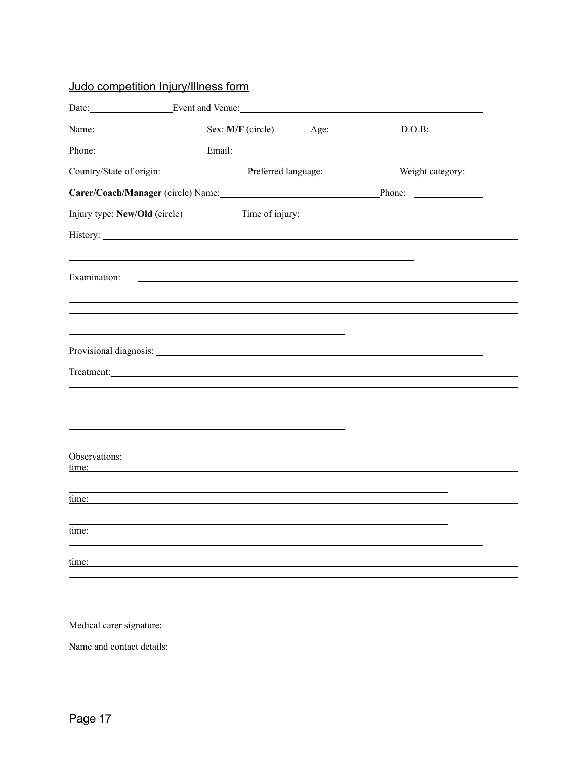## Judo competition Injury/Illness form

Date: ________________ Event and Venue: ______________________________________________

Name: ______________________ Sex: **M/F** (circle) Age: __________ D.O.B: __________________

Phone: ______________________ Email: _____________________________________________

Country/State of origin: __________________ Preferred language: _______________ Weight category: ___________

**Carer/Coach/Manager** (circle) Name: ________________________________ Phone: ______________

Injury type: **New/Old** (circle) Time of injury: ______________________

History: __________________________________________________________________________

Examination: ______________________________________________________________________

Provisional diagnosis: ______________________________________________________________

Treatment: ________________________________________________________________________

Observations:

time: ____________________________________________________________________________

time: ____________________________________________________________________________

time: ____________________________________________________________________________

time: ____________________________________________________________________________

Medical carer signature:

Name and contact details: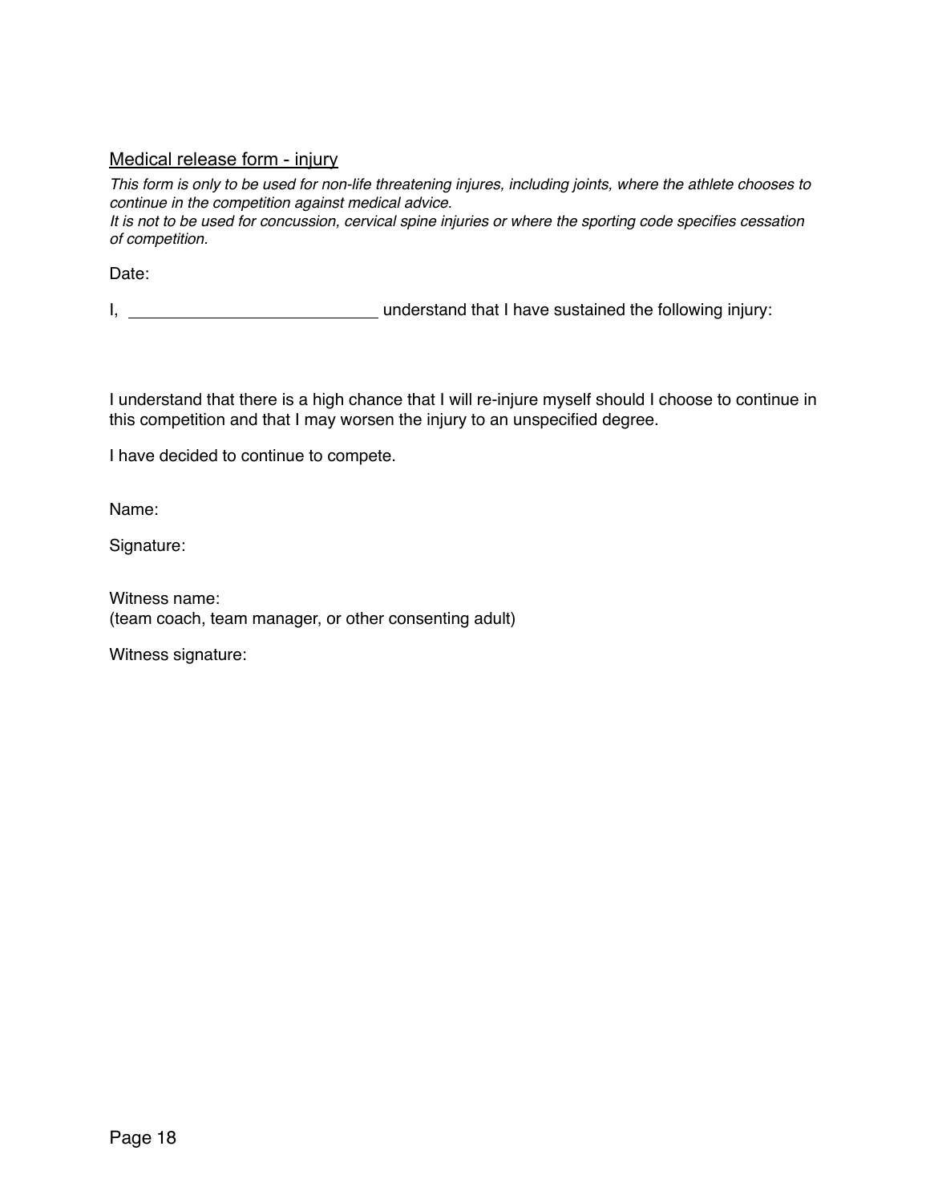## Medical release form - injury

*This form is only to be used for non-life threatening injures, including joints, where the athlete chooses to continue in the competition against medical advice.*
*It is not to be used for concussion, cervical spine injuries or where the sporting code specifies cessation of competition.*

Date:

I, ____________________________ understand that I have sustained the following injury:

I understand that there is a high chance that I will re-injure myself should I choose to continue in this competition and that I may worsen the injury to an unspecified degree.

I have decided to continue to compete.

Name:

Signature:

Witness name:
(team coach, team manager, or other consenting adult)

Witness signature: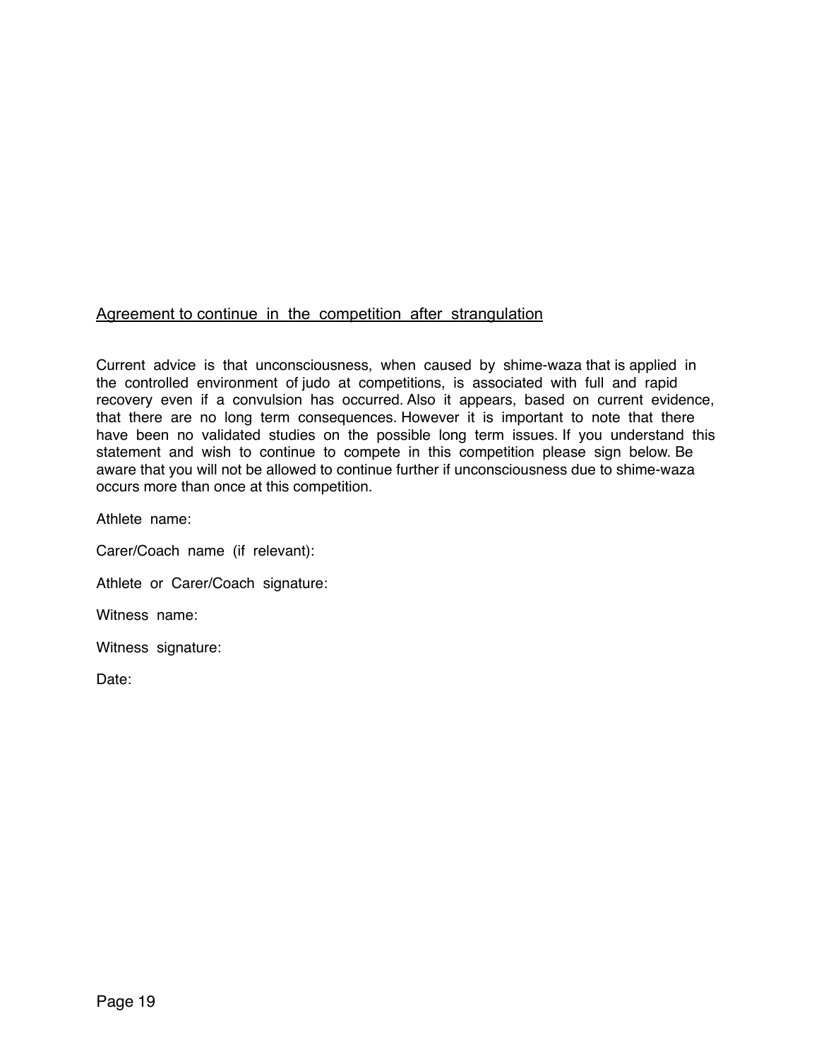<u>Agreement to continue in the competition after strangulation</u>

Current advice is that unconsciousness, when caused by shime-waza that is applied in the controlled environment of judo at competitions, is associated with full and rapid recovery even if a convulsion has occurred. Also it appears, based on current evidence, that there are no long term consequences. However it is important to note that there have been no validated studies on the possible long term issues. If you understand this statement and wish to continue to compete in this competition please sign below. Be aware that you will not be allowed to continue further if unconsciousness due to shime-waza occurs more than once at this competition.

Athlete name:

Carer/Coach name (if relevant):

Athlete or Carer/Coach signature:

Witness name:

Witness signature:

Date: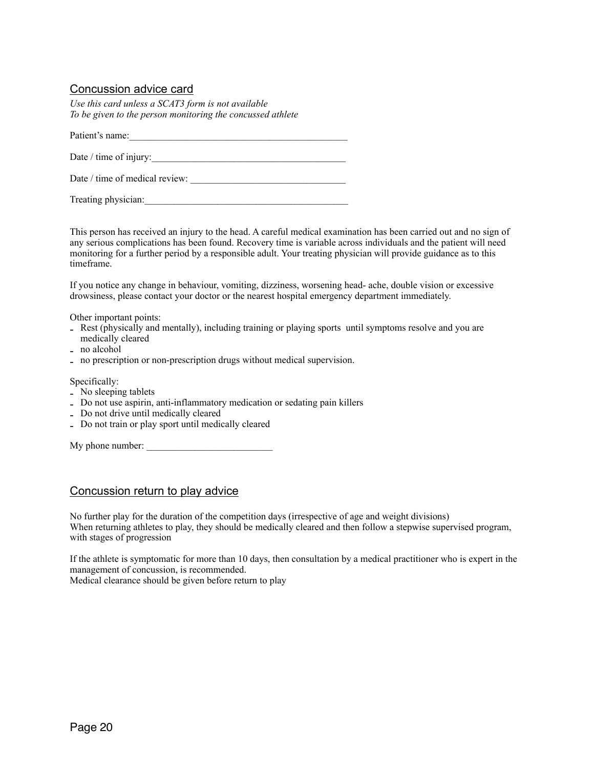## Concussion advice card

*Use this card unless a SCAT3 form is not available*
*To be given to the person monitoring the concussed athlete*

Patient's name:______________________________________________

Date / time of injury:________________________________________

Date / time of medical review: ________________________________

Treating physician:__________________________________________

This person has received an injury to the head. A careful medical examination has been carried out and no sign of any serious complications has been found. Recovery time is variable across individuals and the patient will need monitoring for a further period by a responsible adult. Your treating physician will provide guidance as to this timeframe.

If you notice any change in behaviour, vomiting, dizziness, worsening head- ache, double vision or excessive drowsiness, please contact your doctor or the nearest hospital emergency department immediately.

Other important points:

- Rest (physically and mentally), including training or playing sports until symptoms resolve and you are medically cleared
- no alcohol
- no prescription or non-prescription drugs without medical supervision.

Specifically:

- No sleeping tablets
- Do not use aspirin, anti-inflammatory medication or sedating pain killers
- Do not drive until medically cleared
- Do not train or play sport until medically cleared

My phone number: __________________________

## Concussion return to play advice

No further play for the duration of the competition days (irrespective of age and weight divisions)
When returning athletes to play, they should be medically cleared and then follow a stepwise supervised program, with stages of progression

If the athlete is symptomatic for more than 10 days, then consultation by a medical practitioner who is expert in the management of concussion, is recommended.
Medical clearance should be given before return to play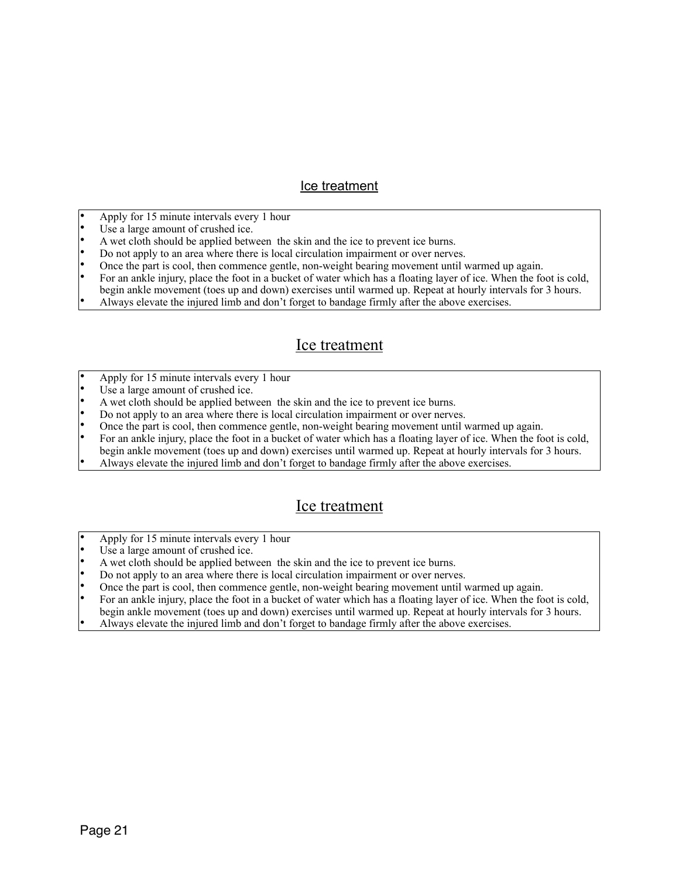## Ice treatment

- Apply for 15 minute intervals every 1 hour
- Use a large amount of crushed ice.
- A wet cloth should be applied between the skin and the ice to prevent ice burns.
- Do not apply to an area where there is local circulation impairment or over nerves.
- Once the part is cool, then commence gentle, non-weight bearing movement until warmed up again.
- For an ankle injury, place the foot in a bucket of water which has a floating layer of ice. When the foot is cold, begin ankle movement (toes up and down) exercises until warmed up. Repeat at hourly intervals for 3 hours.
- Always elevate the injured limb and don't forget to bandage firmly after the above exercises.

## Ice treatment

- Apply for 15 minute intervals every 1 hour
- Use a large amount of crushed ice.
- A wet cloth should be applied between the skin and the ice to prevent ice burns.
- Do not apply to an area where there is local circulation impairment or over nerves.
- Once the part is cool, then commence gentle, non-weight bearing movement until warmed up again.
- For an ankle injury, place the foot in a bucket of water which has a floating layer of ice. When the foot is cold, begin ankle movement (toes up and down) exercises until warmed up. Repeat at hourly intervals for 3 hours.
- Always elevate the injured limb and don't forget to bandage firmly after the above exercises.

## Ice treatment

- Apply for 15 minute intervals every 1 hour
- Use a large amount of crushed ice.
- A wet cloth should be applied between the skin and the ice to prevent ice burns.
- Do not apply to an area where there is local circulation impairment or over nerves.
- Once the part is cool, then commence gentle, non-weight bearing movement until warmed up again.
- For an ankle injury, place the foot in a bucket of water which has a floating layer of ice. When the foot is cold, begin ankle movement (toes up and down) exercises until warmed up. Repeat at hourly intervals for 3 hours.
- Always elevate the injured limb and don't forget to bandage firmly after the above exercises.